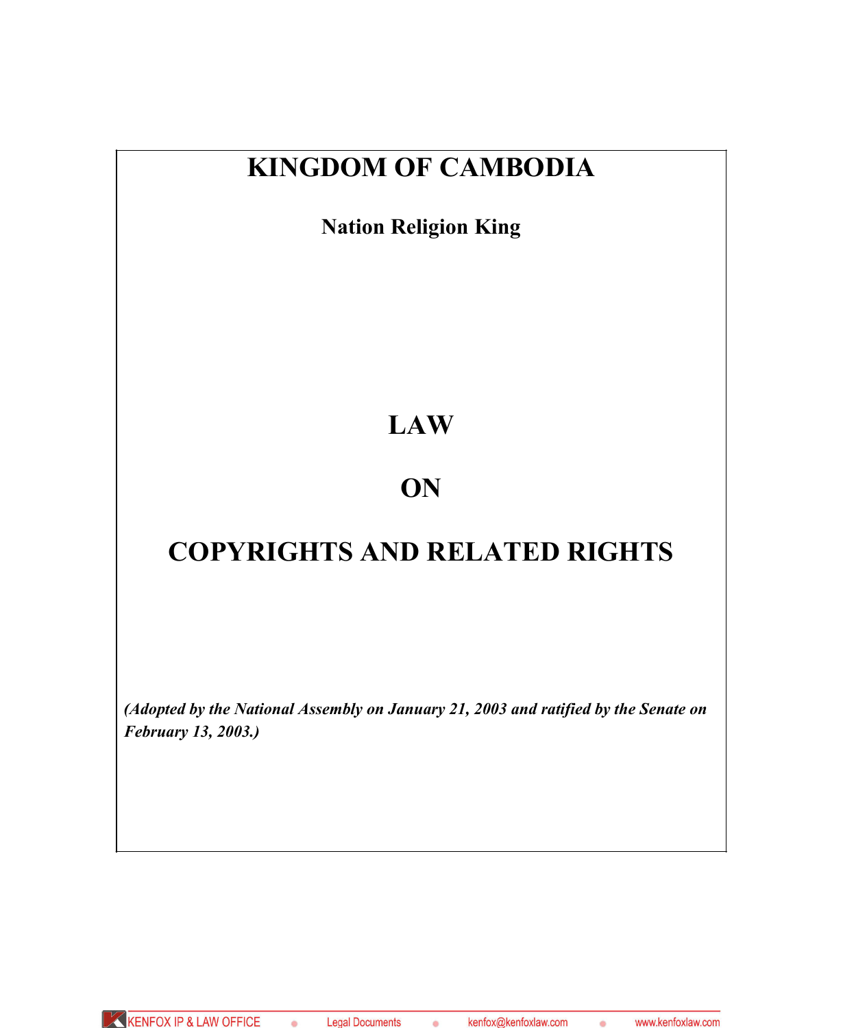# KINGDOM OF CAMBODIA

**Nation Religion King**

# LAW

# ON

# COPYRIGHTS AND RELATED RIGHTS

***(Adopted by the National Assembly on January 21, 2003 and ratified by the Senate on February 13, 2003.)***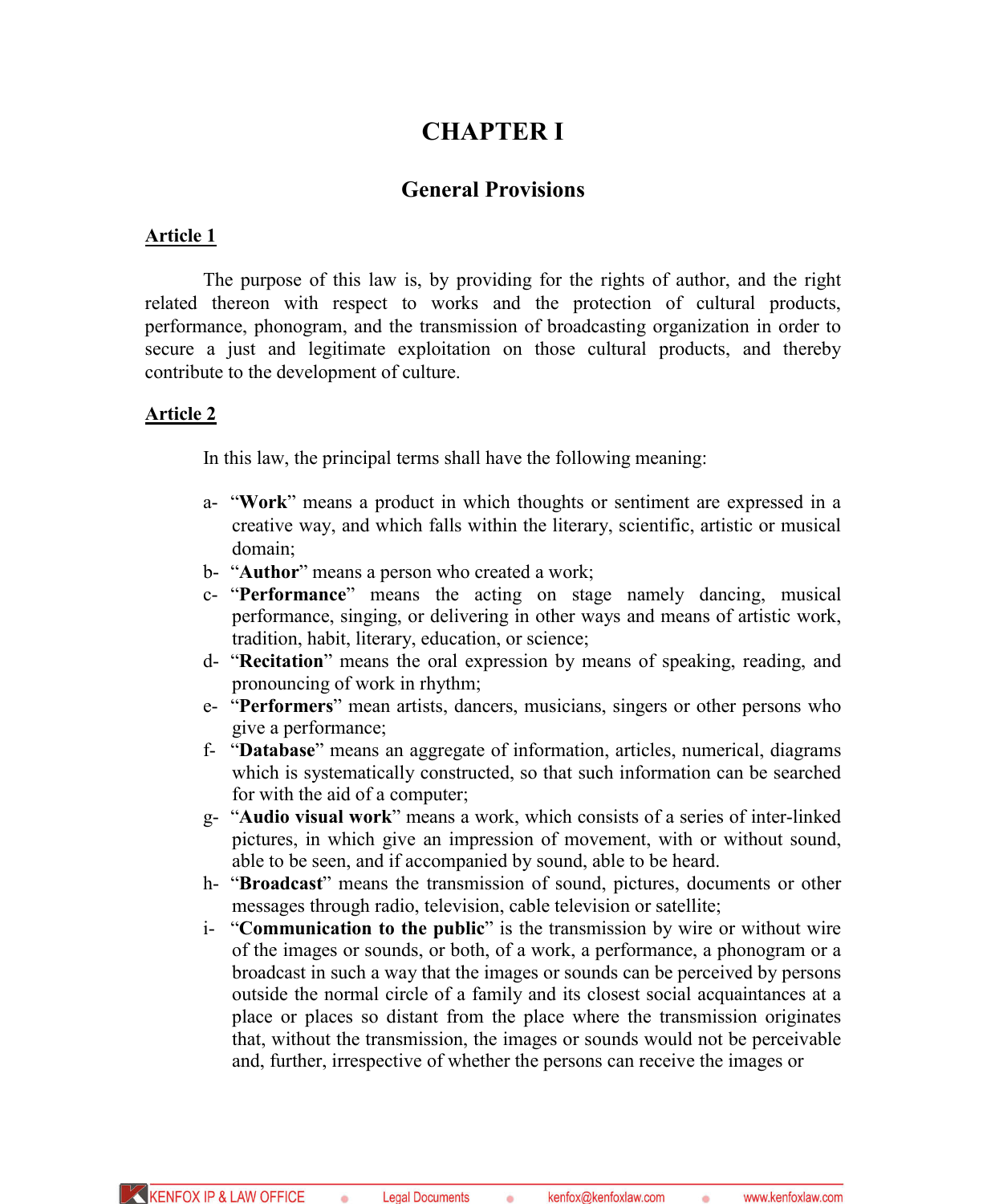# CHAPTER I

## General Provisions

**Article 1**

The purpose of this law is, by providing for the rights of author, and the right related thereon with respect to works and the protection of cultural products, performance, phonogram, and the transmission of broadcasting organization in order to secure a just and legitimate exploitation on those cultural products, and thereby contribute to the development of culture.

**Article 2**

In this law, the principal terms shall have the following meaning:

a- "**Work**" means a product in which thoughts or sentiment are expressed in a creative way, and which falls within the literary, scientific, artistic or musical domain;
b- "**Author**" means a person who created a work;
c- "**Performance**" means the acting on stage namely dancing, musical performance, singing, or delivering in other ways and means of artistic work, tradition, habit, literary, education, or science;
d- "**Recitation**" means the oral expression by means of speaking, reading, and pronouncing of work in rhythm;
e- "**Performers**" mean artists, dancers, musicians, singers or other persons who give a performance;
f- "**Database**" means an aggregate of information, articles, numerical, diagrams which is systematically constructed, so that such information can be searched for with the aid of a computer;
g- "**Audio visual work**" means a work, which consists of a series of inter-linked pictures, in which give an impression of movement, with or without sound, able to be seen, and if accompanied by sound, able to be heard.
h- "**Broadcast**" means the transmission of sound, pictures, documents or other messages through radio, television, cable television or satellite;
i- "**Communication to the public**" is the transmission by wire or without wire of the images or sounds, or both, of a work, a performance, a phonogram or a broadcast in such a way that the images or sounds can be perceived by persons outside the normal circle of a family and its closest social acquaintances at a place or places so distant from the place where the transmission originates that, without the transmission, the images or sounds would not be perceivable and, further, irrespective of whether the persons can receive the images or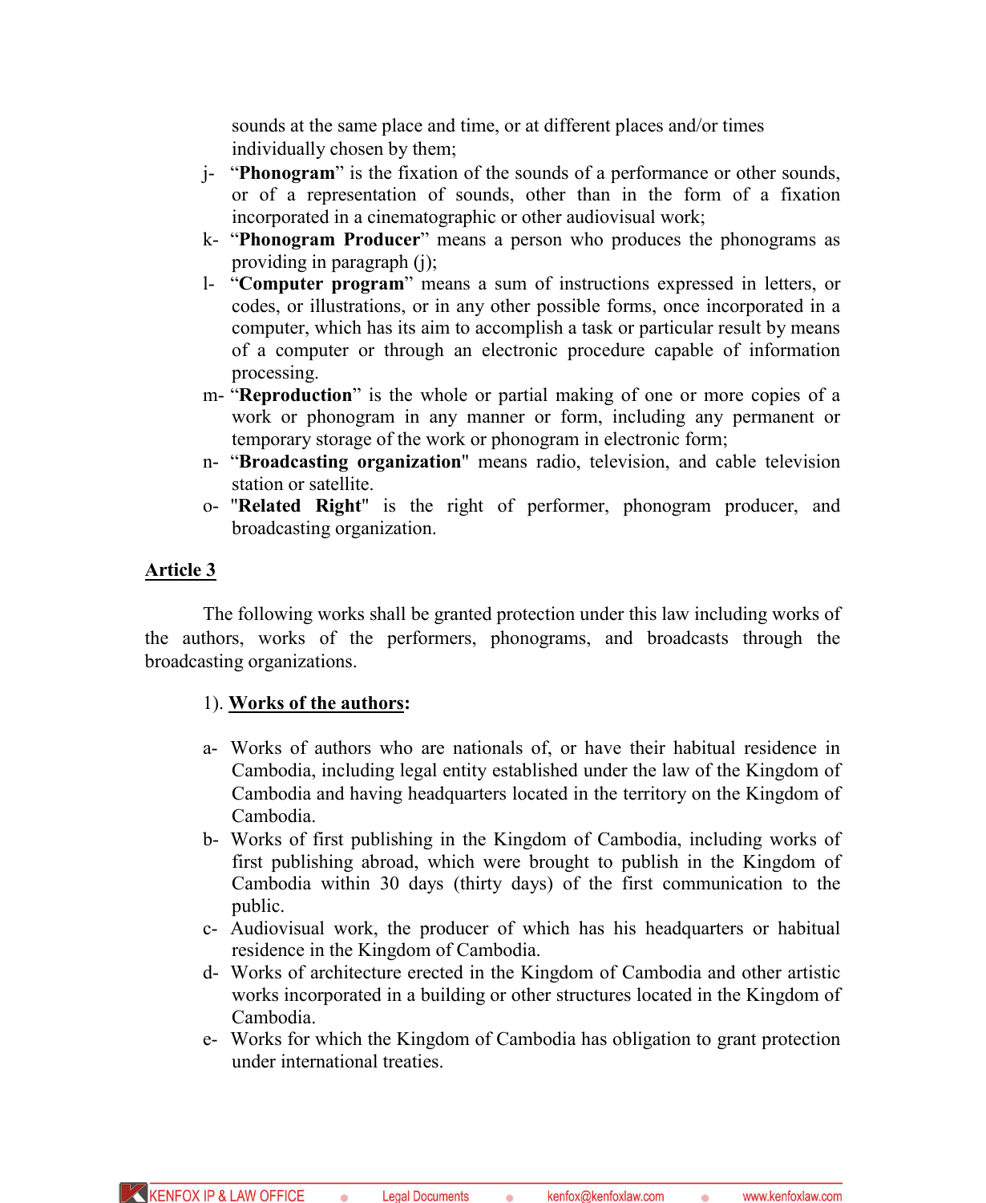sounds at the same place and time, or at different places and/or times individually chosen by them;

j- "**Phonogram**" is the fixation of the sounds of a performance or other sounds, or of a representation of sounds, other than in the form of a fixation incorporated in a cinematographic or other audiovisual work;

k- "**Phonogram Producer**" means a person who produces the phonograms as providing in paragraph (j);

l- "**Computer program**" means a sum of instructions expressed in letters, or codes, or illustrations, or in any other possible forms, once incorporated in a computer, which has its aim to accomplish a task or particular result by means of a computer or through an electronic procedure capable of information processing.

m- "**Reproduction**" is the whole or partial making of one or more copies of a work or phonogram in any manner or form, including any permanent or temporary storage of the work or phonogram in electronic form;

n- "**Broadcasting organization**" means radio, television, and cable television station or satellite.

o- "**Related Right**" is the right of performer, phonogram producer, and broadcasting organization.

## Article 3

The following works shall be granted protection under this law including works of the authors, works of the performers, phonograms, and broadcasts through the broadcasting organizations.

1). **Works of the authors:**

a- Works of authors who are nationals of, or have their habitual residence in Cambodia, including legal entity established under the law of the Kingdom of Cambodia and having headquarters located in the territory on the Kingdom of Cambodia.

b- Works of first publishing in the Kingdom of Cambodia, including works of first publishing abroad, which were brought to publish in the Kingdom of Cambodia within 30 days (thirty days) of the first communication to the public.

c- Audiovisual work, the producer of which has his headquarters or habitual residence in the Kingdom of Cambodia.

d- Works of architecture erected in the Kingdom of Cambodia and other artistic works incorporated in a building or other structures located in the Kingdom of Cambodia.

e- Works for which the Kingdom of Cambodia has obligation to grant protection under international treaties.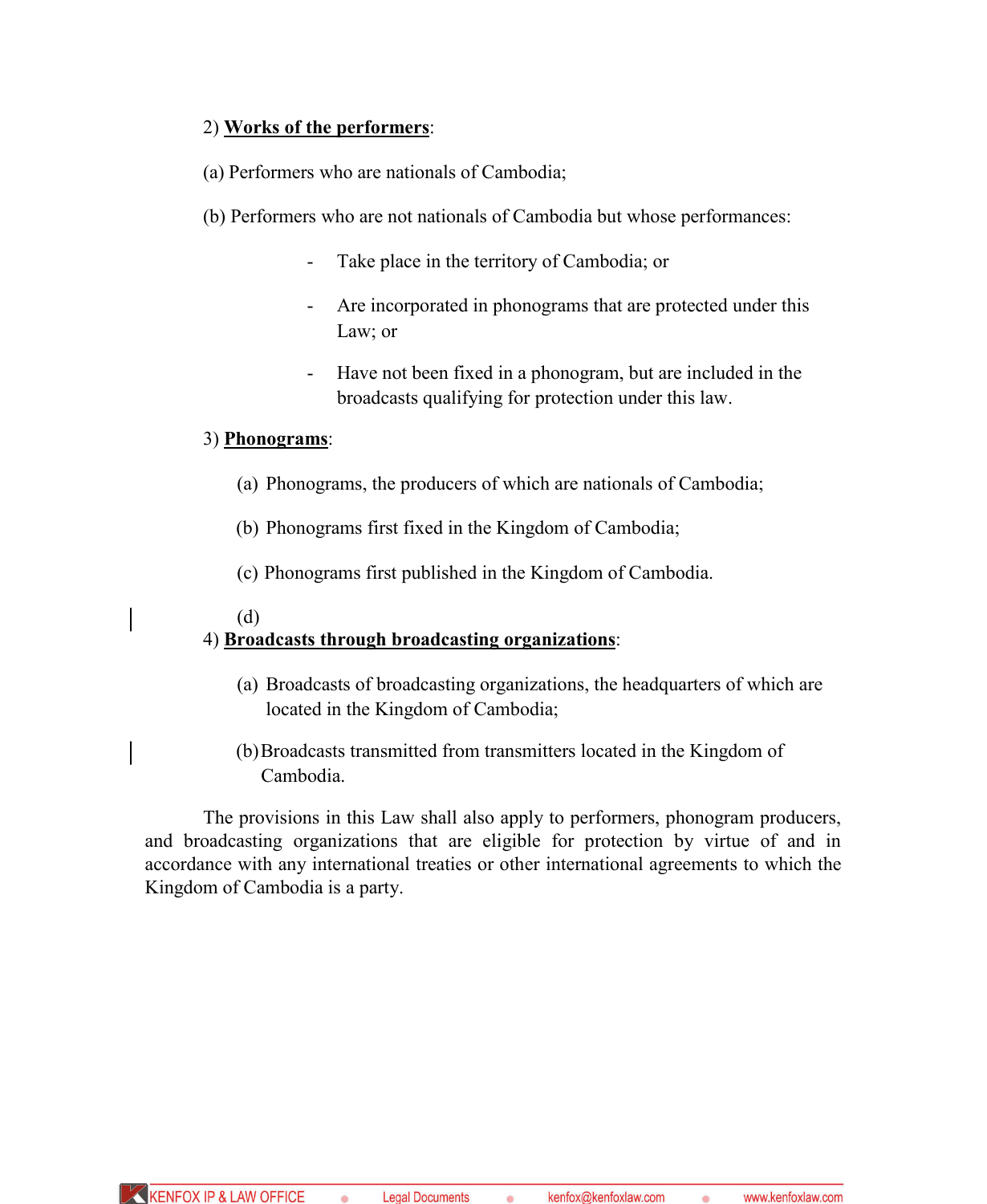2) **Works of the performers**:

(a) Performers who are nationals of Cambodia;

(b) Performers who are not nationals of Cambodia but whose performances:

- Take place in the territory of Cambodia; or
- Are incorporated in phonograms that are protected under this Law; or
- Have not been fixed in a phonogram, but are included in the broadcasts qualifying for protection under this law.

3) **Phonograms**:

(a) Phonograms, the producers of which are nationals of Cambodia;

(b) Phonograms first fixed in the Kingdom of Cambodia;

(c) Phonograms first published in the Kingdom of Cambodia.

(d)

4) **Broadcasts through broadcasting organizations**:

(a) Broadcasts of broadcasting organizations, the headquarters of which are located in the Kingdom of Cambodia;

(b) Broadcasts transmitted from transmitters located in the Kingdom of Cambodia.

The provisions in this Law shall also apply to performers, phonogram producers, and broadcasting organizations that are eligible for protection by virtue of and in accordance with any international treaties or other international agreements to which the Kingdom of Cambodia is a party.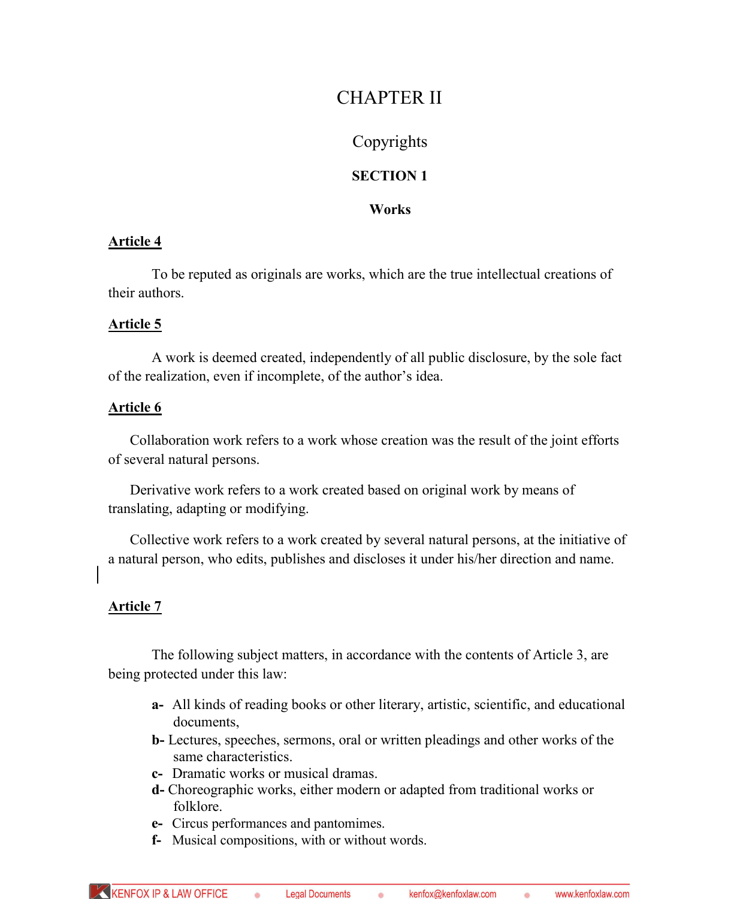# CHAPTER II

## Copyrights

### SECTION 1

### Works

**Article 4**

To be reputed as originals are works, which are the true intellectual creations of their authors.

**Article 5**

A work is deemed created, independently of all public disclosure, by the sole fact of the realization, even if incomplete, of the author's idea.

**Article 6**

Collaboration work refers to a work whose creation was the result of the joint efforts of several natural persons.

Derivative work refers to a work created based on original work by means of translating, adapting or modifying.

Collective work refers to a work created by several natural persons, at the initiative of a natural person, who edits, publishes and discloses it under his/her direction and name.

**Article 7**

The following subject matters, in accordance with the contents of Article 3, are being protected under this law:

- **a-** All kinds of reading books or other literary, artistic, scientific, and educational documents,
- **b-** Lectures, speeches, sermons, oral or written pleadings and other works of the same characteristics.
- **c-** Dramatic works or musical dramas.
- **d-** Choreographic works, either modern or adapted from traditional works or folklore.
- **e-** Circus performances and pantomimes.
- **f-** Musical compositions, with or without words.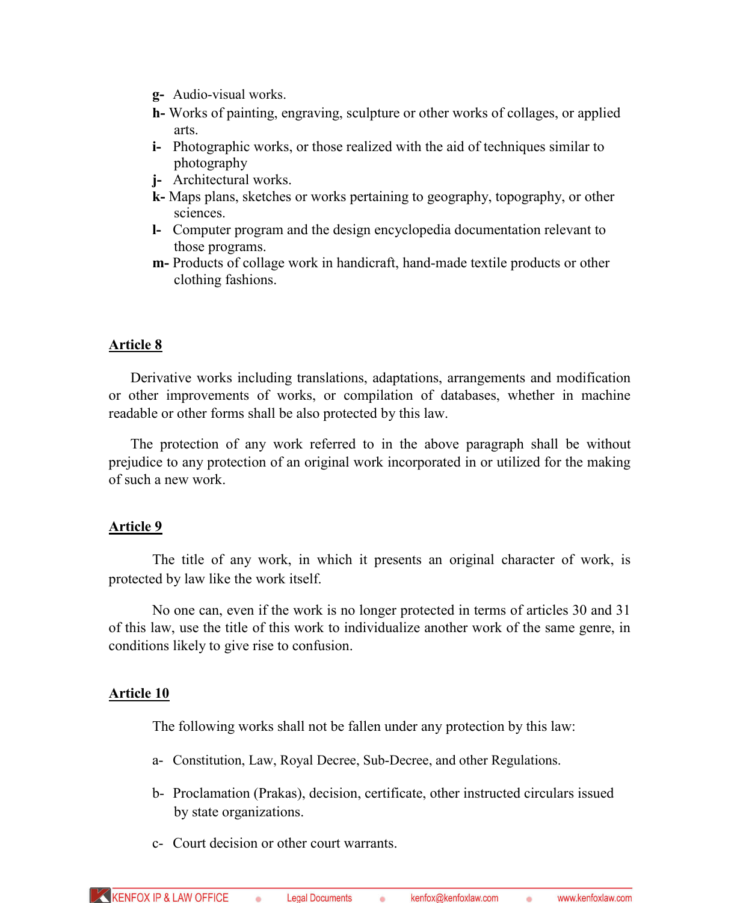**g-** Audio-visual works.

**h-** Works of painting, engraving, sculpture or other works of collages, or applied arts.

**i-** Photographic works, or those realized with the aid of techniques similar to photography

**j-** Architectural works.

**k-** Maps plans, sketches or works pertaining to geography, topography, or other sciences.

**l-** Computer program and the design encyclopedia documentation relevant to those programs.

**m-** Products of collage work in handicraft, hand-made textile products or other clothing fashions.

## Article 8

Derivative works including translations, adaptations, arrangements and modification or other improvements of works, or compilation of databases, whether in machine readable or other forms shall be also protected by this law.

The protection of any work referred to in the above paragraph shall be without prejudice to any protection of an original work incorporated in or utilized for the making of such a new work.

## Article 9

The title of any work, in which it presents an original character of work, is protected by law like the work itself.

No one can, even if the work is no longer protected in terms of articles 30 and 31 of this law, use the title of this work to individualize another work of the same genre, in conditions likely to give rise to confusion.

## Article 10

The following works shall not be fallen under any protection by this law:

a- Constitution, Law, Royal Decree, Sub-Decree, and other Regulations.

b- Proclamation (Prakas), decision, certificate, other instructed circulars issued by state organizations.

c- Court decision or other court warrants.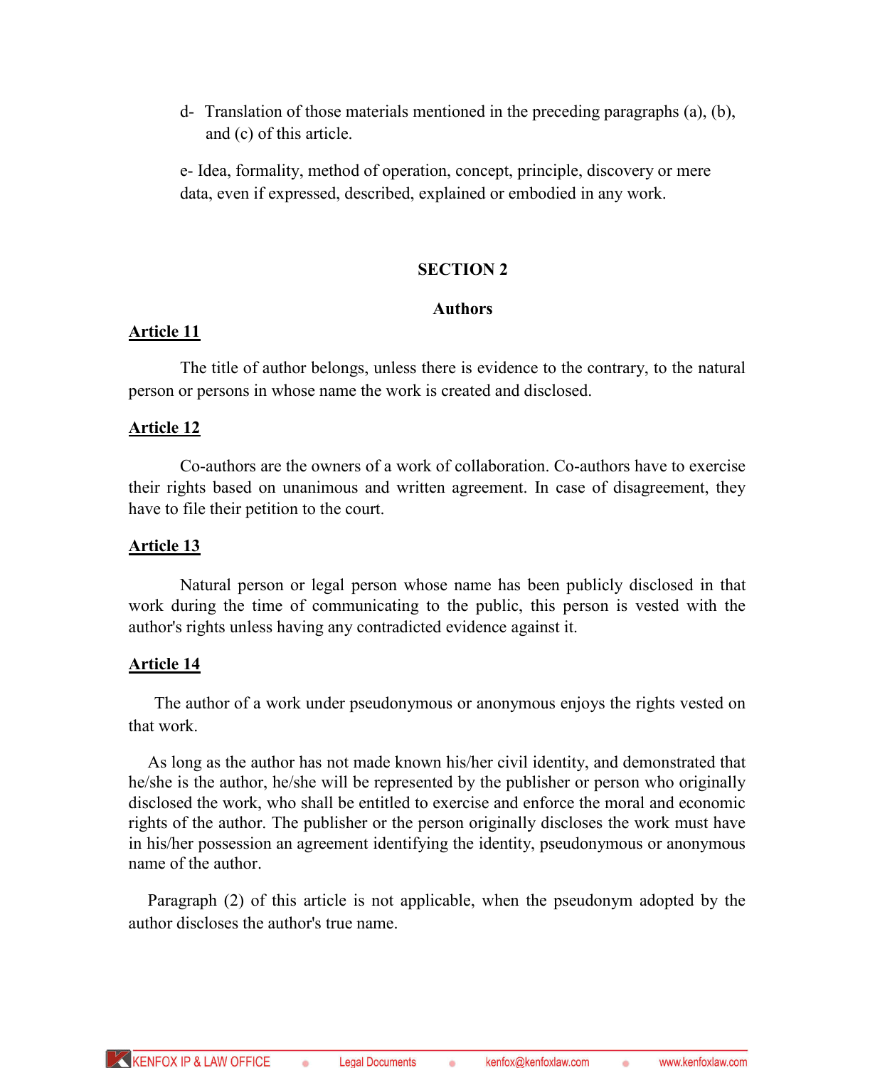d- Translation of those materials mentioned in the preceding paragraphs (a), (b), and (c) of this article.

e- Idea, formality, method of operation, concept, principle, discovery or mere data, even if expressed, described, explained or embodied in any work.

## SECTION 2

### Authors

**Article 11**

The title of author belongs, unless there is evidence to the contrary, to the natural person or persons in whose name the work is created and disclosed.

**Article 12**

Co-authors are the owners of a work of collaboration. Co-authors have to exercise their rights based on unanimous and written agreement. In case of disagreement, they have to file their petition to the court.

**Article 13**

Natural person or legal person whose name has been publicly disclosed in that work during the time of communicating to the public, this person is vested with the author's rights unless having any contradicted evidence against it.

**Article 14**

The author of a work under pseudonymous or anonymous enjoys the rights vested on that work.

As long as the author has not made known his/her civil identity, and demonstrated that he/she is the author, he/she will be represented by the publisher or person who originally disclosed the work, who shall be entitled to exercise and enforce the moral and economic rights of the author. The publisher or the person originally discloses the work must have in his/her possession an agreement identifying the identity, pseudonymous or anonymous name of the author.

Paragraph (2) of this article is not applicable, when the pseudonym adopted by the author discloses the author's true name.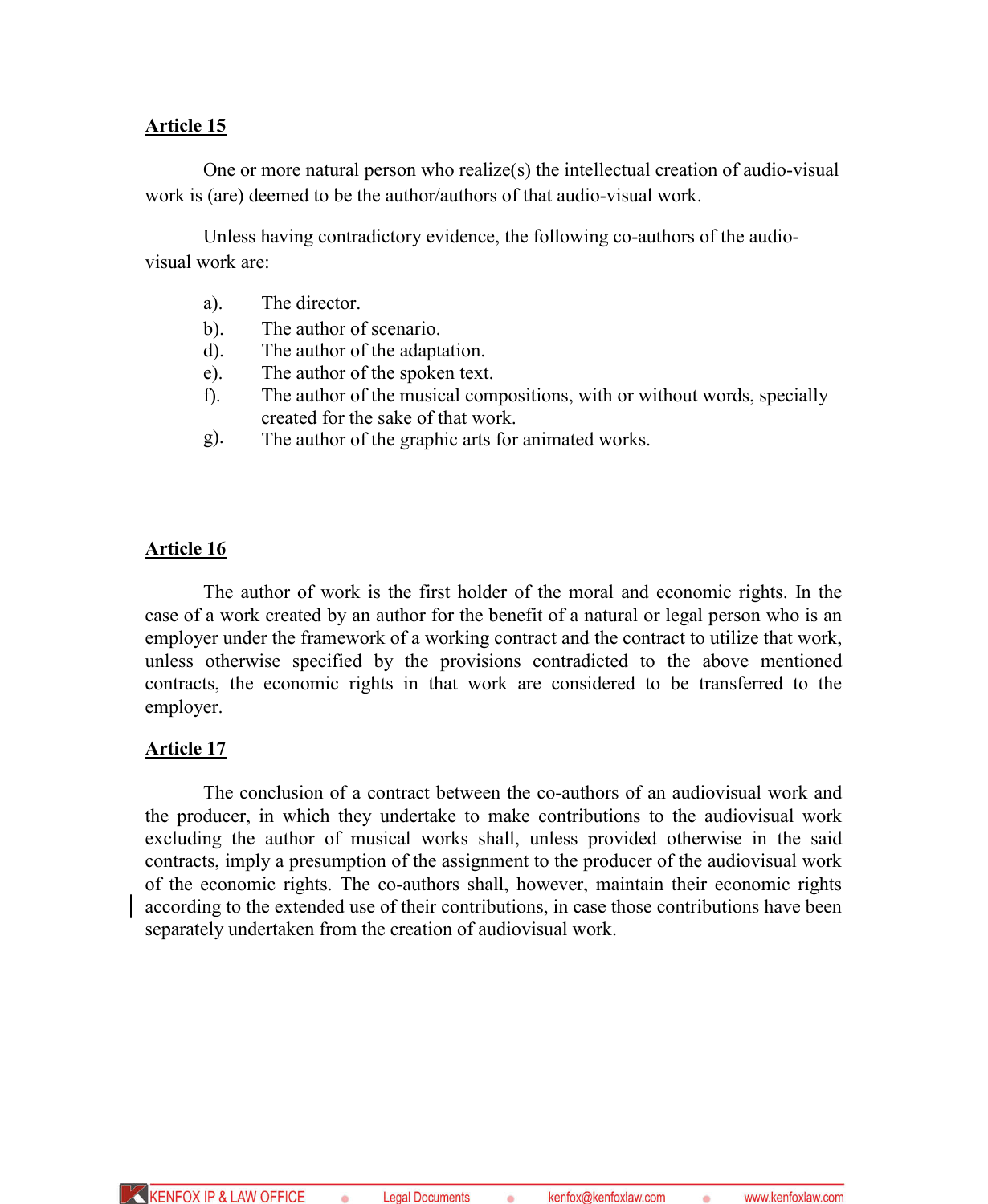**Article 15**

One or more natural person who realize(s) the intellectual creation of audio-visual work is (are) deemed to be the author/authors of that audio-visual work.

Unless having contradictory evidence, the following co-authors of the audio-visual work are:

a). The director.
b). The author of scenario.
d). The author of the adaptation.
e). The author of the spoken text.
f). The author of the musical compositions, with or without words, specially created for the sake of that work.
g). The author of the graphic arts for animated works.

**Article 16**

The author of work is the first holder of the moral and economic rights. In the case of a work created by an author for the benefit of a natural or legal person who is an employer under the framework of a working contract and the contract to utilize that work, unless otherwise specified by the provisions contradicted to the above mentioned contracts, the economic rights in that work are considered to be transferred to the employer.

**Article 17**

The conclusion of a contract between the co-authors of an audiovisual work and the producer, in which they undertake to make contributions to the audiovisual work excluding the author of musical works shall, unless provided otherwise in the said contracts, imply a presumption of the assignment to the producer of the audiovisual work of the economic rights. The co-authors shall, however, maintain their economic rights according to the extended use of their contributions, in case those contributions have been separately undertaken from the creation of audiovisual work.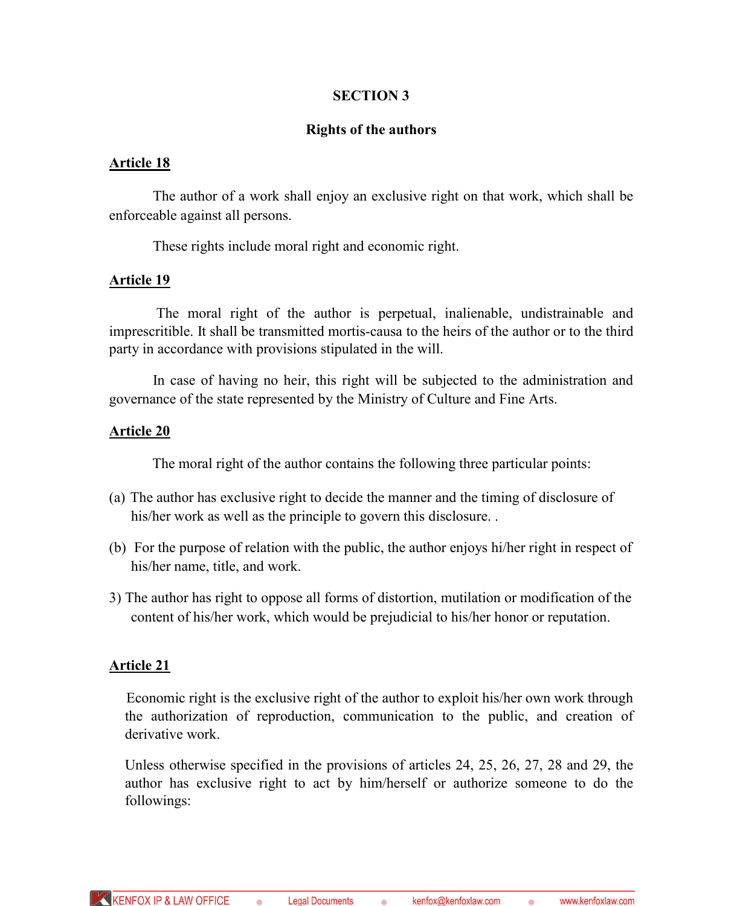## SECTION 3

### Rights of the authors

**Article 18**

The author of a work shall enjoy an exclusive right on that work, which shall be enforceable against all persons.

These rights include moral right and economic right.

**Article 19**

The moral right of the author is perpetual, inalienable, undistrainable and imprescritible. It shall be transmitted mortis-causa to the heirs of the author or to the third party in accordance with provisions stipulated in the will.

In case of having no heir, this right will be subjected to the administration and governance of the state represented by the Ministry of Culture and Fine Arts.

**Article 20**

The moral right of the author contains the following three particular points:

(a) The author has exclusive right to decide the manner and the timing of disclosure of his/her work as well as the principle to govern this disclosure. .

(b) For the purpose of relation with the public, the author enjoys hi/her right in respect of his/her name, title, and work.

3) The author has right to oppose all forms of distortion, mutilation or modification of the content of his/her work, which would be prejudicial to his/her honor or reputation.

**Article 21**

Economic right is the exclusive right of the author to exploit his/her own work through the authorization of reproduction, communication to the public, and creation of derivative work.

Unless otherwise specified in the provisions of articles 24, 25, 26, 27, 28 and 29, the author has exclusive right to act by him/herself or authorize someone to do the followings: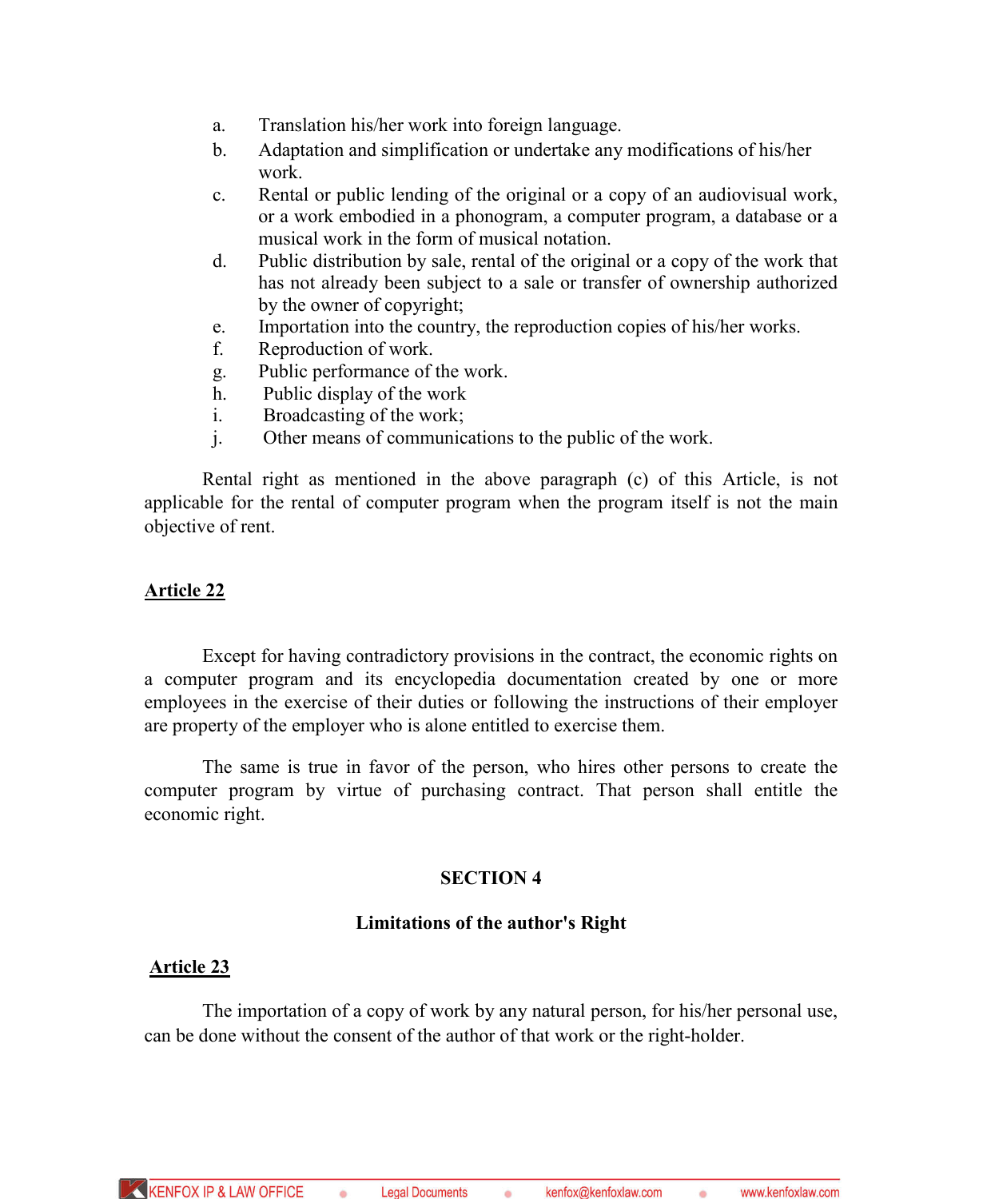a. Translation his/her work into foreign language.
b. Adaptation and simplification or undertake any modifications of his/her work.
c. Rental or public lending of the original or a copy of an audiovisual work, or a work embodied in a phonogram, a computer program, a database or a musical work in the form of musical notation.
d. Public distribution by sale, rental of the original or a copy of the work that has not already been subject to a sale or transfer of ownership authorized by the owner of copyright;
e. Importation into the country, the reproduction copies of his/her works.
f. Reproduction of work.
g. Public performance of the work.
h. Public display of the work
i. Broadcasting of the work;
j. Other means of communications to the public of the work.

Rental right as mentioned in the above paragraph (c) of this Article, is not applicable for the rental of computer program when the program itself is not the main objective of rent.

## Article 22

Except for having contradictory provisions in the contract, the economic rights on a computer program and its encyclopedia documentation created by one or more employees in the exercise of their duties or following the instructions of their employer are property of the employer who is alone entitled to exercise them.

The same is true in favor of the person, who hires other persons to create the computer program by virtue of purchasing contract. That person shall entitle the economic right.

## SECTION 4

### Limitations of the author's Right

## Article 23

The importation of a copy of work by any natural person, for his/her personal use, can be done without the consent of the author of that work or the right-holder.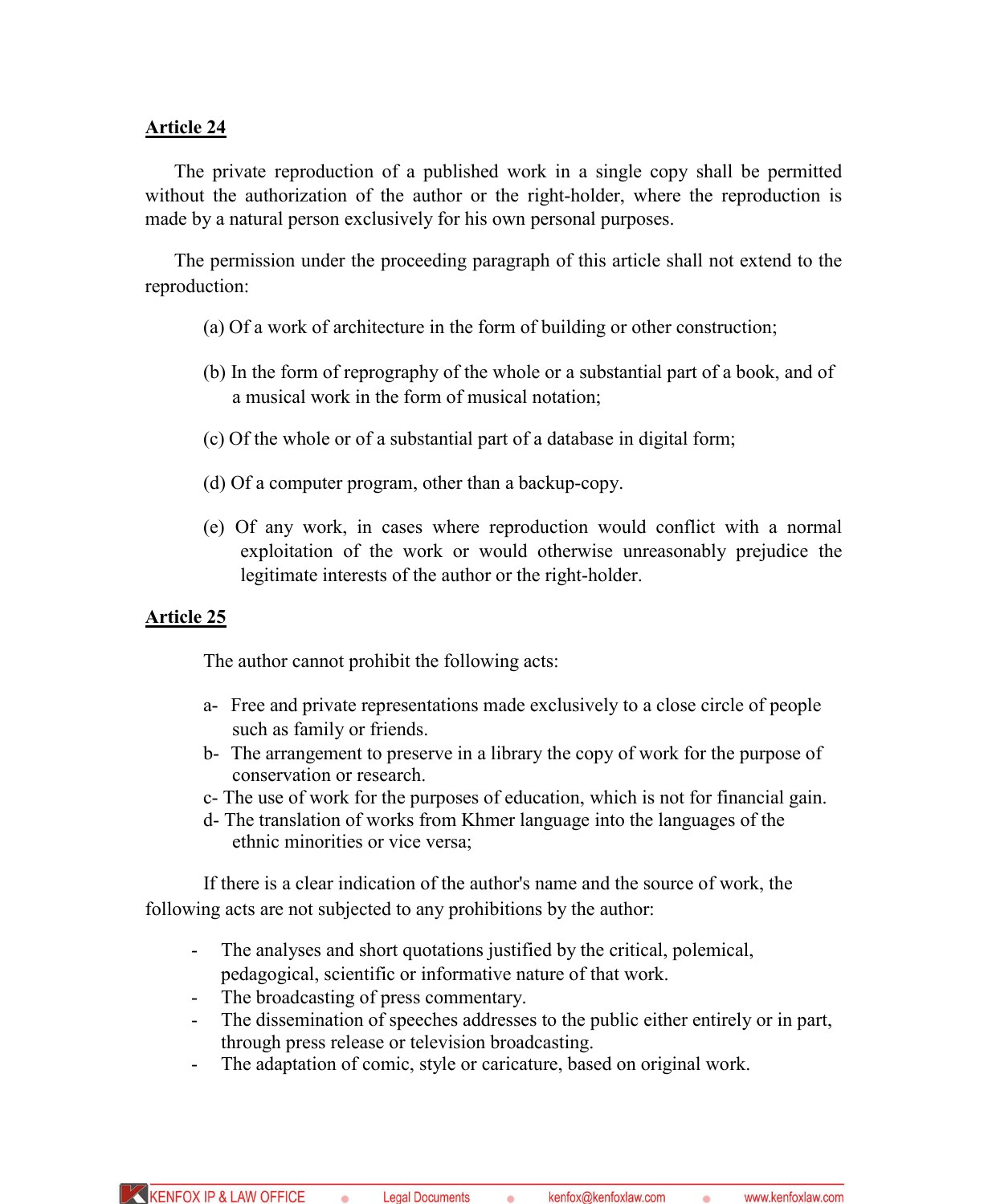**Article 24**

The private reproduction of a published work in a single copy shall be permitted without the authorization of the author or the right-holder, where the reproduction is made by a natural person exclusively for his own personal purposes.

The permission under the proceeding paragraph of this article shall not extend to the reproduction:

(a) Of a work of architecture in the form of building or other construction;

(b) In the form of reprography of the whole or a substantial part of a book, and of a musical work in the form of musical notation;

(c) Of the whole or of a substantial part of a database in digital form;

(d) Of a computer program, other than a backup-copy.

(e) Of any work, in cases where reproduction would conflict with a normal exploitation of the work or would otherwise unreasonably prejudice the legitimate interests of the author or the right-holder.

**Article 25**

The author cannot prohibit the following acts:

a- Free and private representations made exclusively to a close circle of people such as family or friends.
b- The arrangement to preserve in a library the copy of work for the purpose of conservation or research.
c- The use of work for the purposes of education, which is not for financial gain.
d- The translation of works from Khmer language into the languages of the ethnic minorities or vice versa;

If there is a clear indication of the author's name and the source of work, the following acts are not subjected to any prohibitions by the author:

- The analyses and short quotations justified by the critical, polemical, pedagogical, scientific or informative nature of that work.
- The broadcasting of press commentary.
- The dissemination of speeches addresses to the public either entirely or in part, through press release or television broadcasting.
- The adaptation of comic, style or caricature, based on original work.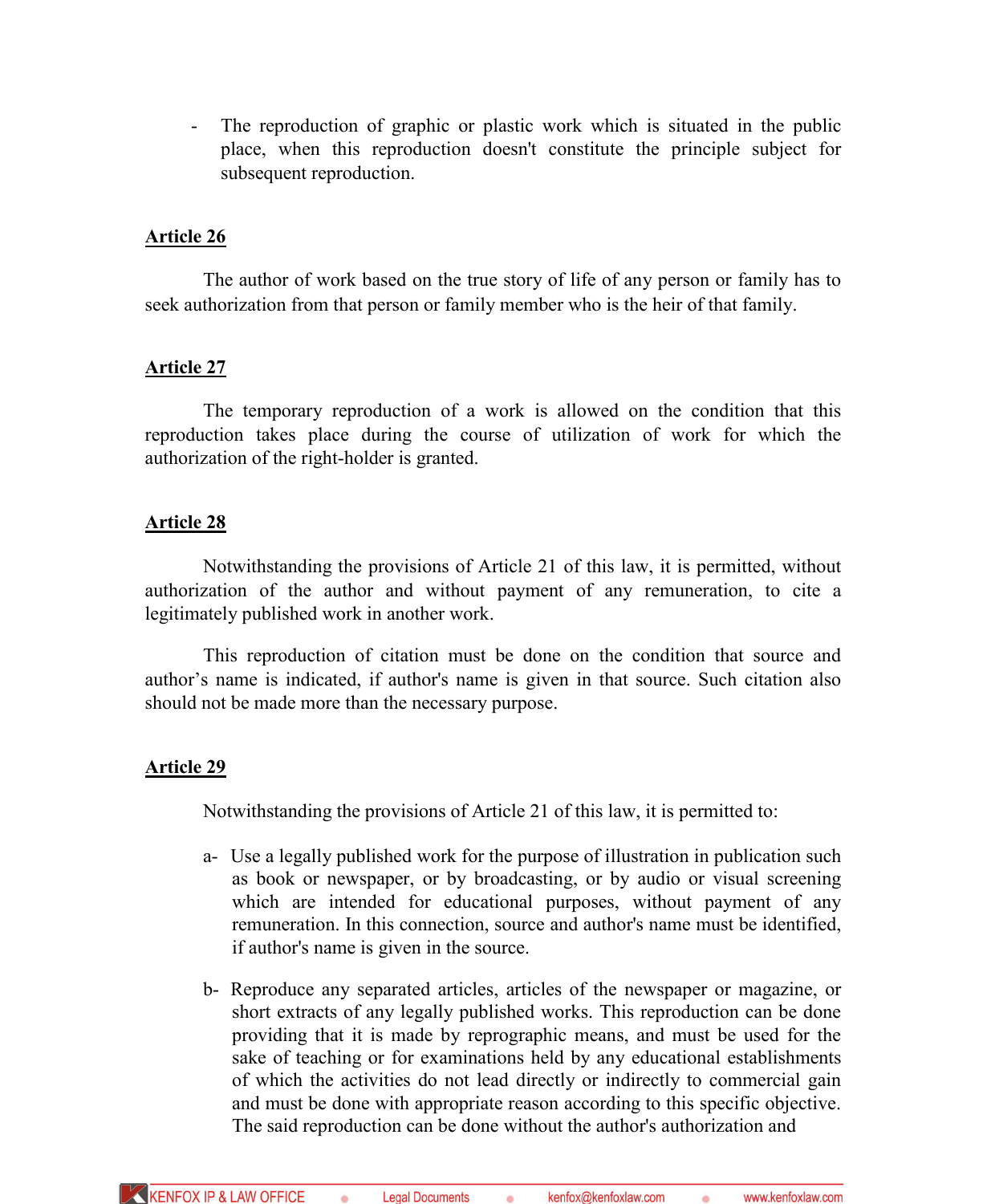- The reproduction of graphic or plastic work which is situated in the public place, when this reproduction doesn't constitute the principle subject for subsequent reproduction.

**Article 26**

The author of work based on the true story of life of any person or family has to seek authorization from that person or family member who is the heir of that family.

**Article 27**

The temporary reproduction of a work is allowed on the condition that this reproduction takes place during the course of utilization of work for which the authorization of the right-holder is granted.

**Article 28**

Notwithstanding the provisions of Article 21 of this law, it is permitted, without authorization of the author and without payment of any remuneration, to cite a legitimately published work in another work.

This reproduction of citation must be done on the condition that source and author's name is indicated, if author's name is given in that source. Such citation also should not be made more than the necessary purpose.

**Article 29**

Notwithstanding the provisions of Article 21 of this law, it is permitted to:

a- Use a legally published work for the purpose of illustration in publication such as book or newspaper, or by broadcasting, or by audio or visual screening which are intended for educational purposes, without payment of any remuneration. In this connection, source and author's name must be identified, if author's name is given in the source.

b- Reproduce any separated articles, articles of the newspaper or magazine, or short extracts of any legally published works. This reproduction can be done providing that it is made by reprographic means, and must be used for the sake of teaching or for examinations held by any educational establishments of which the activities do not lead directly or indirectly to commercial gain and must be done with appropriate reason according to this specific objective. The said reproduction can be done without the author's authorization and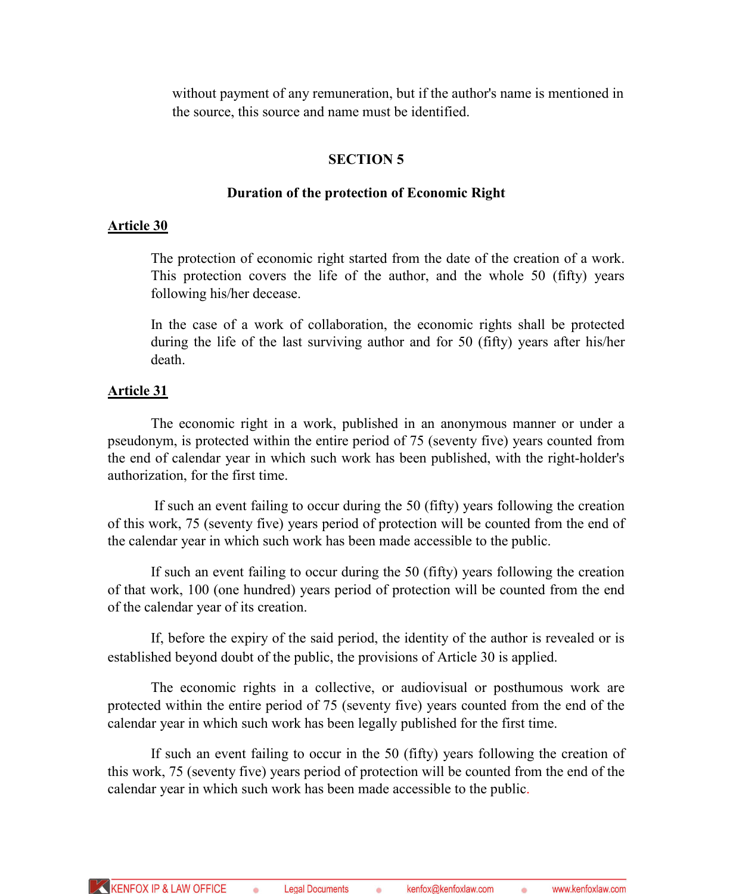without payment of any remuneration, but if the author's name is mentioned in the source, this source and name must be identified.

## SECTION 5

### Duration of the protection of Economic Right

**Article 30**

The protection of economic right started from the date of the creation of a work. This protection covers the life of the author, and the whole 50 (fifty) years following his/her decease.

In the case of a work of collaboration, the economic rights shall be protected during the life of the last surviving author and for 50 (fifty) years after his/her death.

**Article 31**

The economic right in a work, published in an anonymous manner or under a pseudonym, is protected within the entire period of 75 (seventy five) years counted from the end of calendar year in which such work has been published, with the right-holder's authorization, for the first time.

If such an event failing to occur during the 50 (fifty) years following the creation of this work, 75 (seventy five) years period of protection will be counted from the end of the calendar year in which such work has been made accessible to the public.

If such an event failing to occur during the 50 (fifty) years following the creation of that work, 100 (one hundred) years period of protection will be counted from the end of the calendar year of its creation.

If, before the expiry of the said period, the identity of the author is revealed or is established beyond doubt of the public, the provisions of Article 30 is applied.

The economic rights in a collective, or audiovisual or posthumous work are protected within the entire period of 75 (seventy five) years counted from the end of the calendar year in which such work has been legally published for the first time.

If such an event failing to occur in the 50 (fifty) years following the creation of this work, 75 (seventy five) years period of protection will be counted from the end of the calendar year in which such work has been made accessible to the public.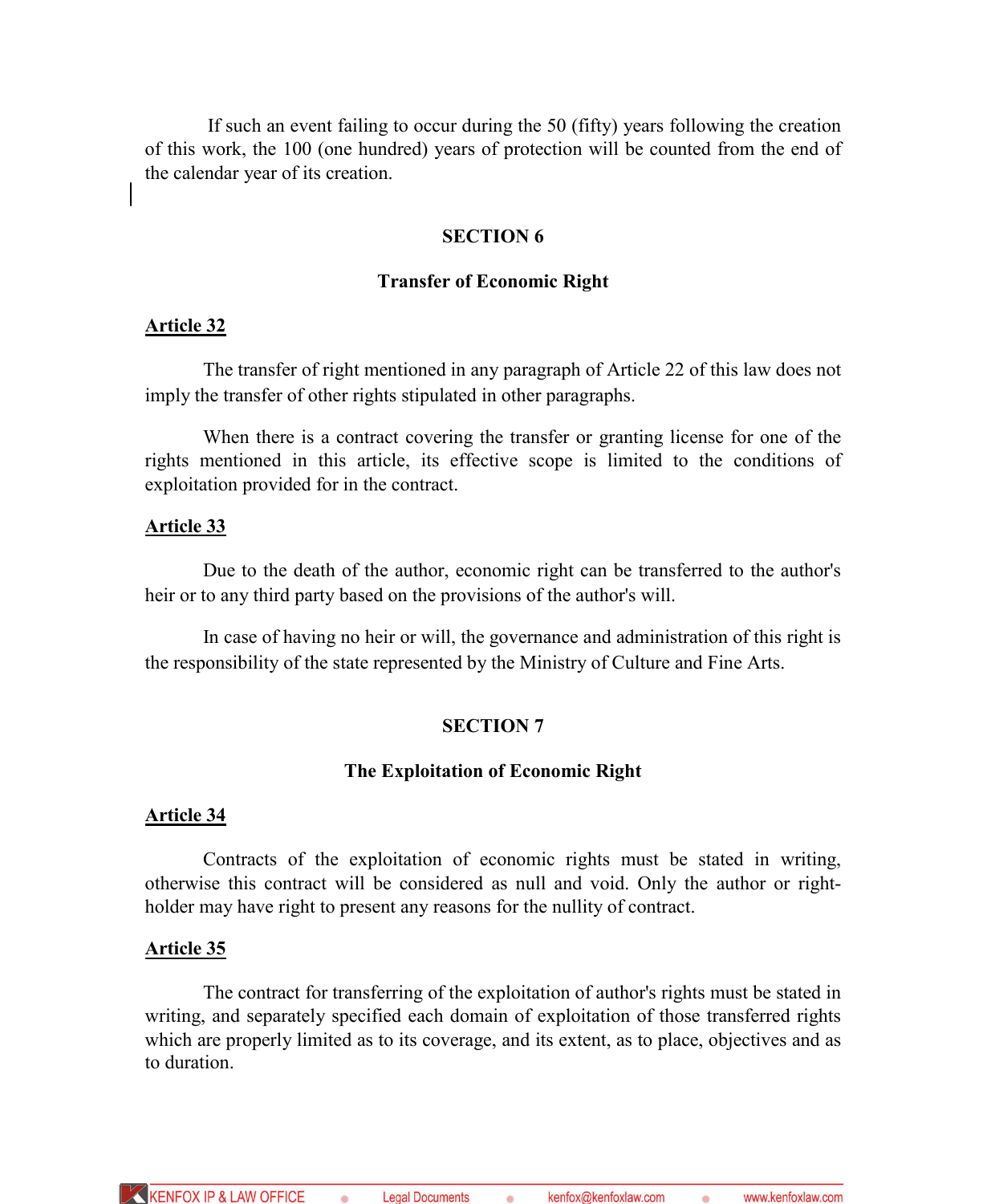If such an event failing to occur during the 50 (fifty) years following the creation of this work, the 100 (one hundred) years of protection will be counted from the end of the calendar year of its creation.

## SECTION 6

## Transfer of Economic Right

### Article 32

The transfer of right mentioned in any paragraph of Article 22 of this law does not imply the transfer of other rights stipulated in other paragraphs.

When there is a contract covering the transfer or granting license for one of the rights mentioned in this article, its effective scope is limited to the conditions of exploitation provided for in the contract.

### Article 33

Due to the death of the author, economic right can be transferred to the author's heir or to any third party based on the provisions of the author's will.

In case of having no heir or will, the governance and administration of this right is the responsibility of the state represented by the Ministry of Culture and Fine Arts.

## SECTION 7

## The Exploitation of Economic Right

### Article 34

Contracts of the exploitation of economic rights must be stated in writing, otherwise this contract will be considered as null and void. Only the author or right-holder may have right to present any reasons for the nullity of contract.

### Article 35

The contract for transferring of the exploitation of author's rights must be stated in writing, and separately specified each domain of exploitation of those transferred rights which are properly limited as to its coverage, and its extent, as to place, objectives and as to duration.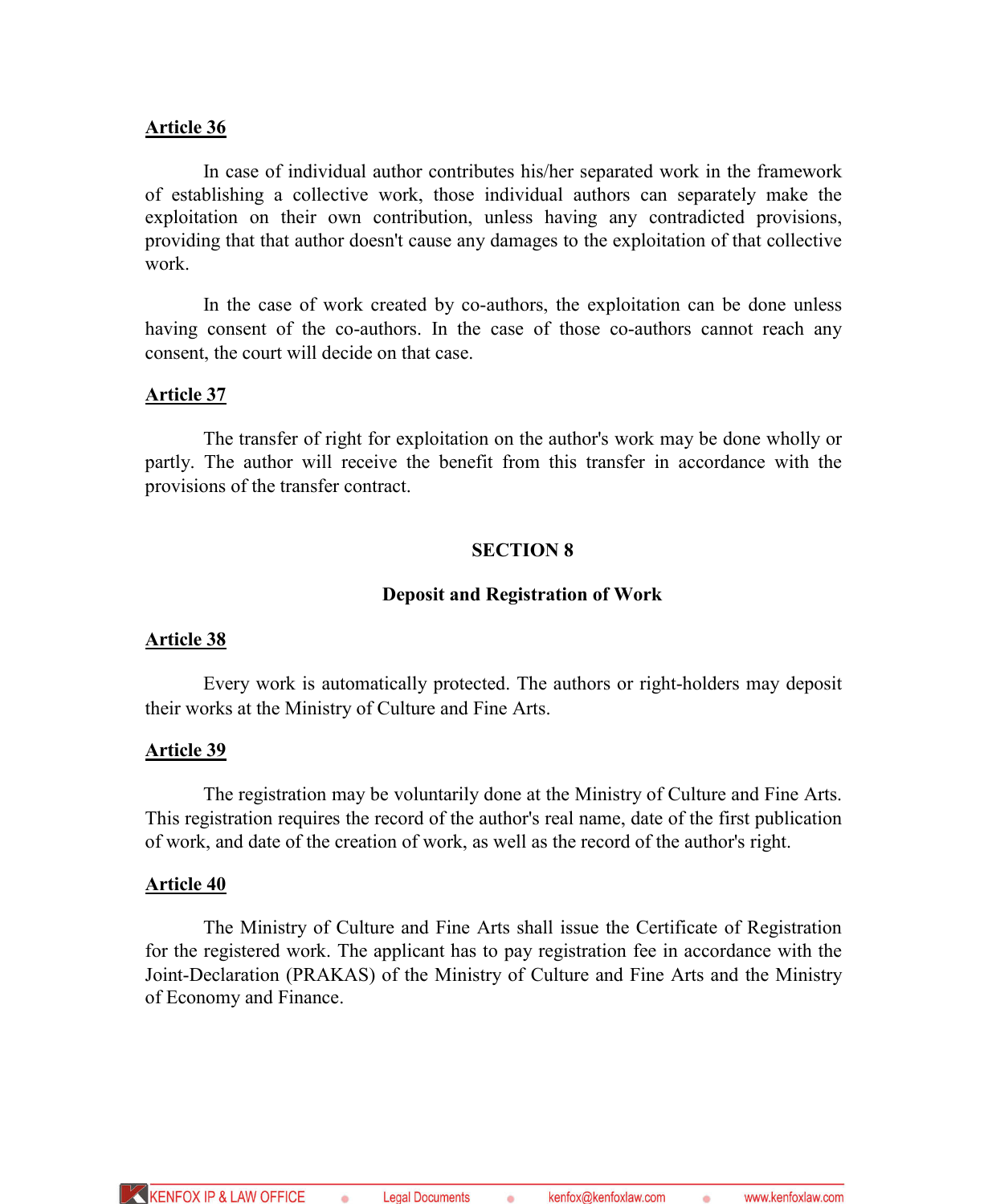**Article 36**

In case of individual author contributes his/her separated work in the framework of establishing a collective work, those individual authors can separately make the exploitation on their own contribution, unless having any contradicted provisions, providing that that author doesn't cause any damages to the exploitation of that collective work.

In the case of work created by co-authors, the exploitation can be done unless having consent of the co-authors. In the case of those co-authors cannot reach any consent, the court will decide on that case.

**Article 37**

The transfer of right for exploitation on the author's work may be done wholly or partly. The author will receive the benefit from this transfer in accordance with the provisions of the transfer contract.

## SECTION 8

### Deposit and Registration of Work

**Article 38**

Every work is automatically protected. The authors or right-holders may deposit their works at the Ministry of Culture and Fine Arts.

**Article 39**

The registration may be voluntarily done at the Ministry of Culture and Fine Arts. This registration requires the record of the author's real name, date of the first publication of work, and date of the creation of work, as well as the record of the author's right.

**Article 40**

The Ministry of Culture and Fine Arts shall issue the Certificate of Registration for the registered work. The applicant has to pay registration fee in accordance with the Joint-Declaration (PRAKAS) of the Ministry of Culture and Fine Arts and the Ministry of Economy and Finance.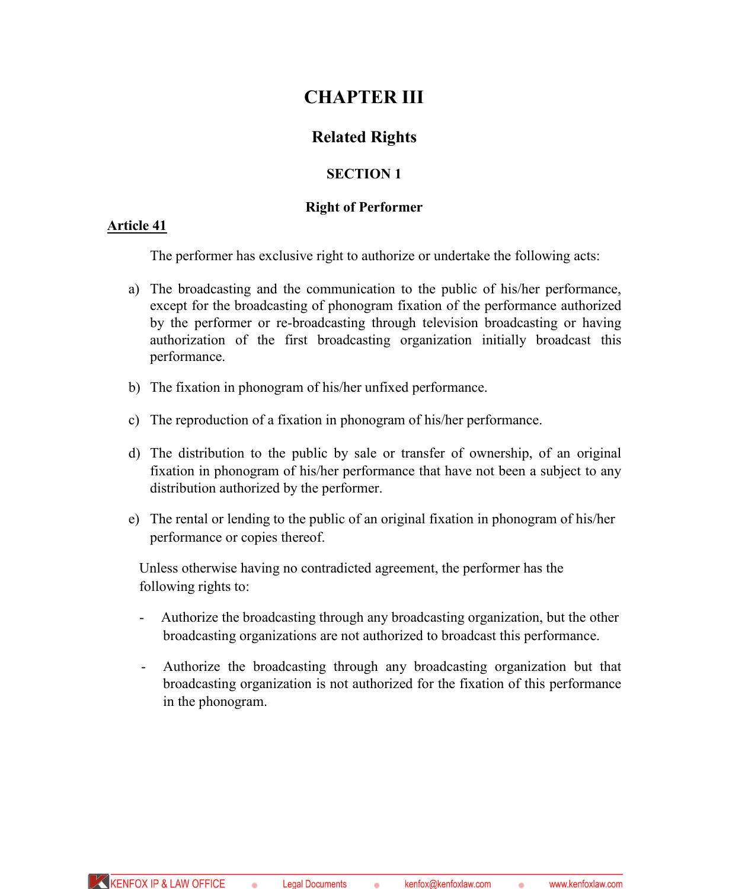# CHAPTER III

## Related Rights

### SECTION 1

### Right of Performer

**Article 41**

The performer has exclusive right to authorize or undertake the following acts:

a) The broadcasting and the communication to the public of his/her performance, except for the broadcasting of phonogram fixation of the performance authorized by the performer or re-broadcasting through television broadcasting or having authorization of the first broadcasting organization initially broadcast this performance.

b) The fixation in phonogram of his/her unfixed performance.

c) The reproduction of a fixation in phonogram of his/her performance.

d) The distribution to the public by sale or transfer of ownership, of an original fixation in phonogram of his/her performance that have not been a subject to any distribution authorized by the performer.

e) The rental or lending to the public of an original fixation in phonogram of his/her performance or copies thereof.

Unless otherwise having no contradicted agreement, the performer has the following rights to:

- Authorize the broadcasting through any broadcasting organization, but the other broadcasting organizations are not authorized to broadcast this performance.
- Authorize the broadcasting through any broadcasting organization but that broadcasting organization is not authorized for the fixation of this performance in the phonogram.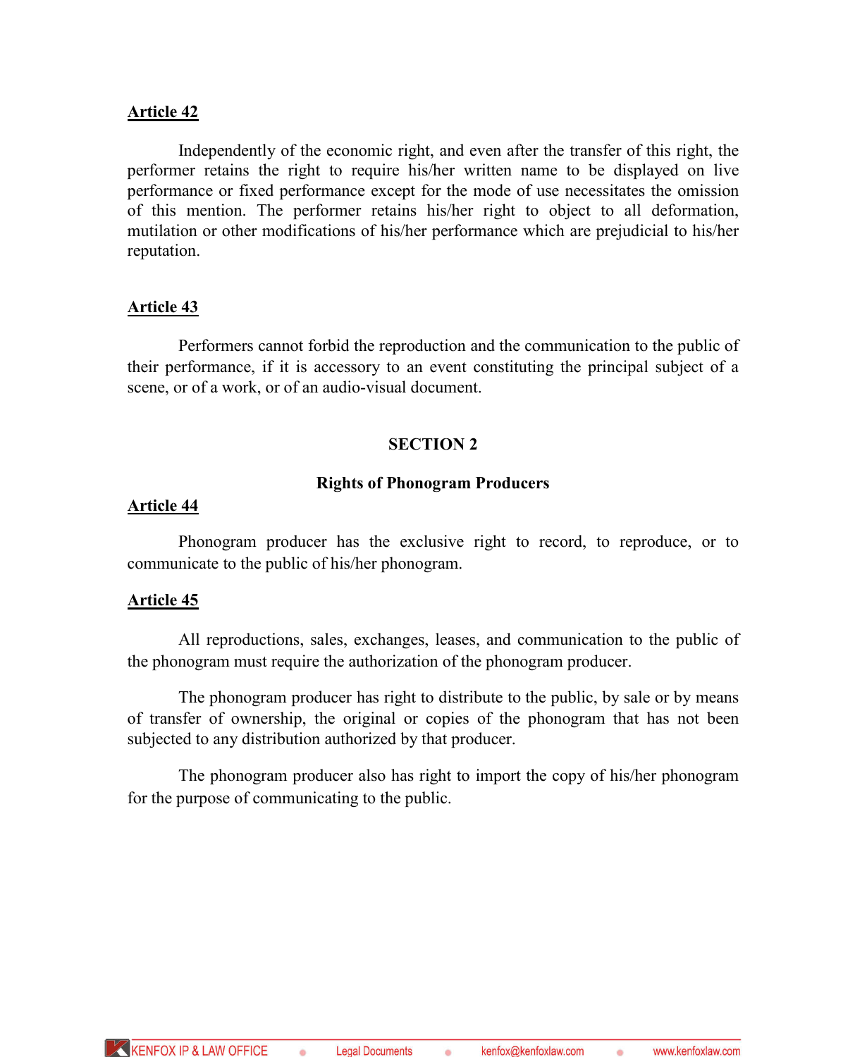**Article 42**

Independently of the economic right, and even after the transfer of this right, the performer retains the right to require his/her written name to be displayed on live performance or fixed performance except for the mode of use necessitates the omission of this mention. The performer retains his/her right to object to all deformation, mutilation or other modifications of his/her performance which are prejudicial to his/her reputation.

**Article 43**

Performers cannot forbid the reproduction and the communication to the public of their performance, if it is accessory to an event constituting the principal subject of a scene, or of a work, or of an audio-visual document.

## SECTION 2

### Rights of Phonogram Producers

**Article 44**

Phonogram producer has the exclusive right to record, to reproduce, or to communicate to the public of his/her phonogram.

**Article 45**

All reproductions, sales, exchanges, leases, and communication to the public of the phonogram must require the authorization of the phonogram producer.

The phonogram producer has right to distribute to the public, by sale or by means of transfer of ownership, the original or copies of the phonogram that has not been subjected to any distribution authorized by that producer.

The phonogram producer also has right to import the copy of his/her phonogram for the purpose of communicating to the public.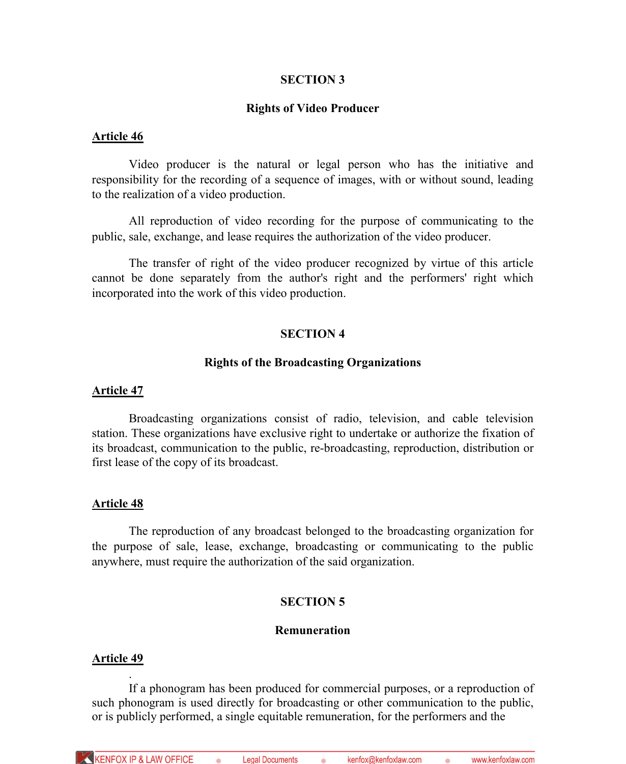## SECTION 3

### Rights of Video Producer

**Article 46**

Video producer is the natural or legal person who has the initiative and responsibility for the recording of a sequence of images, with or without sound, leading to the realization of a video production.

All reproduction of video recording for the purpose of communicating to the public, sale, exchange, and lease requires the authorization of the video producer.

The transfer of right of the video producer recognized by virtue of this article cannot be done separately from the author's right and the performers' right which incorporated into the work of this video production.

## SECTION 4

### Rights of the Broadcasting Organizations

**Article 47**

Broadcasting organizations consist of radio, television, and cable television station. These organizations have exclusive right to undertake or authorize the fixation of its broadcast, communication to the public, re-broadcasting, reproduction, distribution or first lease of the copy of its broadcast.

**Article 48**

The reproduction of any broadcast belonged to the broadcasting organization for the purpose of sale, lease, exchange, broadcasting or communicating to the public anywhere, must require the authorization of the said organization.

## SECTION 5

### Remuneration

**Article 49**

.

If a phonogram has been produced for commercial purposes, or a reproduction of such phonogram is used directly for broadcasting or other communication to the public, or is publicly performed, a single equitable remuneration, for the performers and the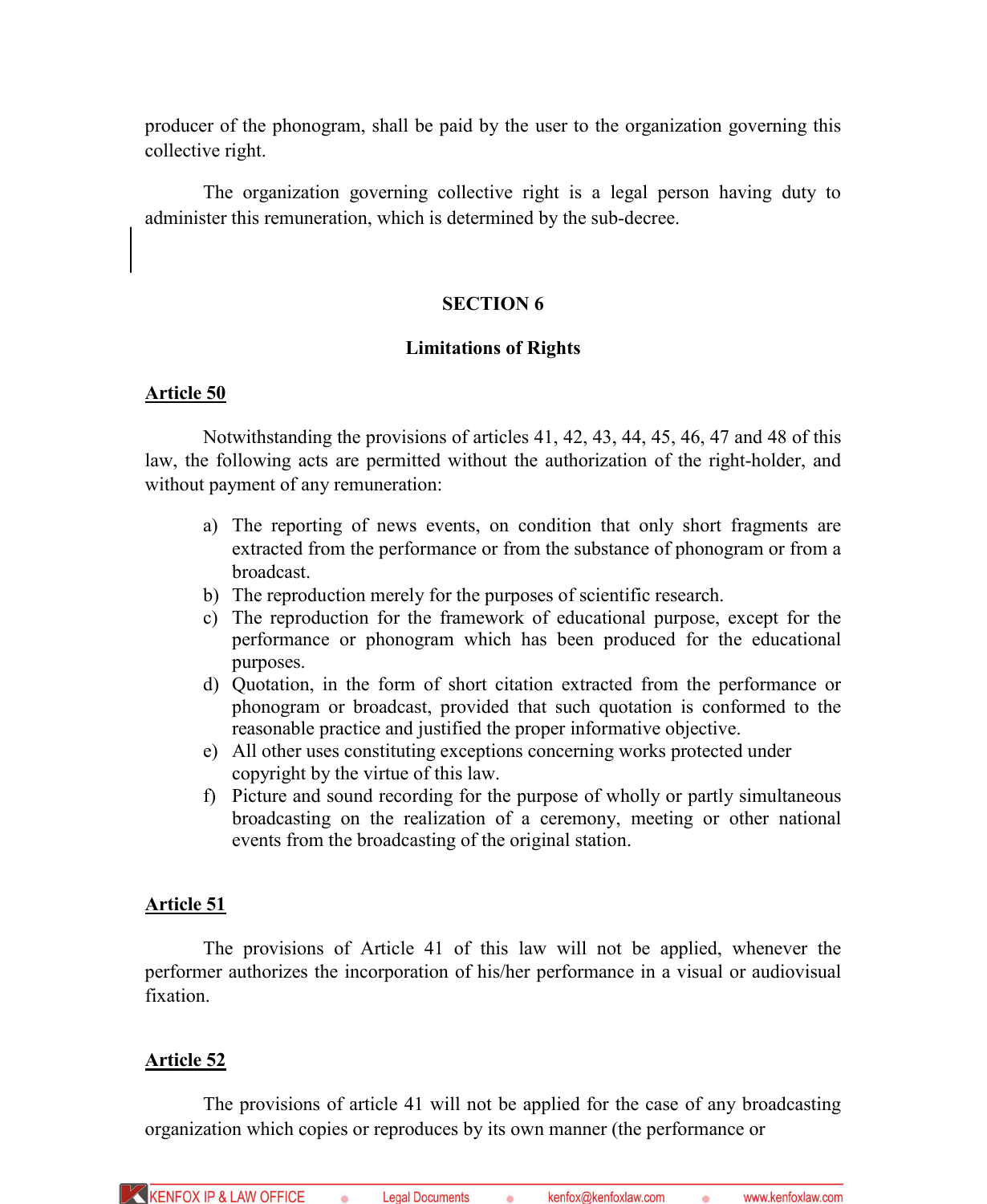producer of the phonogram, shall be paid by the user to the organization governing this collective right.

The organization governing collective right is a legal person having duty to administer this remuneration, which is determined by the sub-decree.

## SECTION 6

### Limitations of Rights

**Article 50**

Notwithstanding the provisions of articles 41, 42, 43, 44, 45, 46, 47 and 48 of this law, the following acts are permitted without the authorization of the right-holder, and without payment of any remuneration:

a) The reporting of news events, on condition that only short fragments are extracted from the performance or from the substance of phonogram or from a broadcast.
b) The reproduction merely for the purposes of scientific research.
c) The reproduction for the framework of educational purpose, except for the performance or phonogram which has been produced for the educational purposes.
d) Quotation, in the form of short citation extracted from the performance or phonogram or broadcast, provided that such quotation is conformed to the reasonable practice and justified the proper informative objective.
e) All other uses constituting exceptions concerning works protected under copyright by the virtue of this law.
f) Picture and sound recording for the purpose of wholly or partly simultaneous broadcasting on the realization of a ceremony, meeting or other national events from the broadcasting of the original station.

**Article 51**

The provisions of Article 41 of this law will not be applied, whenever the performer authorizes the incorporation of his/her performance in a visual or audiovisual fixation.

**Article 52**

The provisions of article 41 will not be applied for the case of any broadcasting organization which copies or reproduces by its own manner (the performance or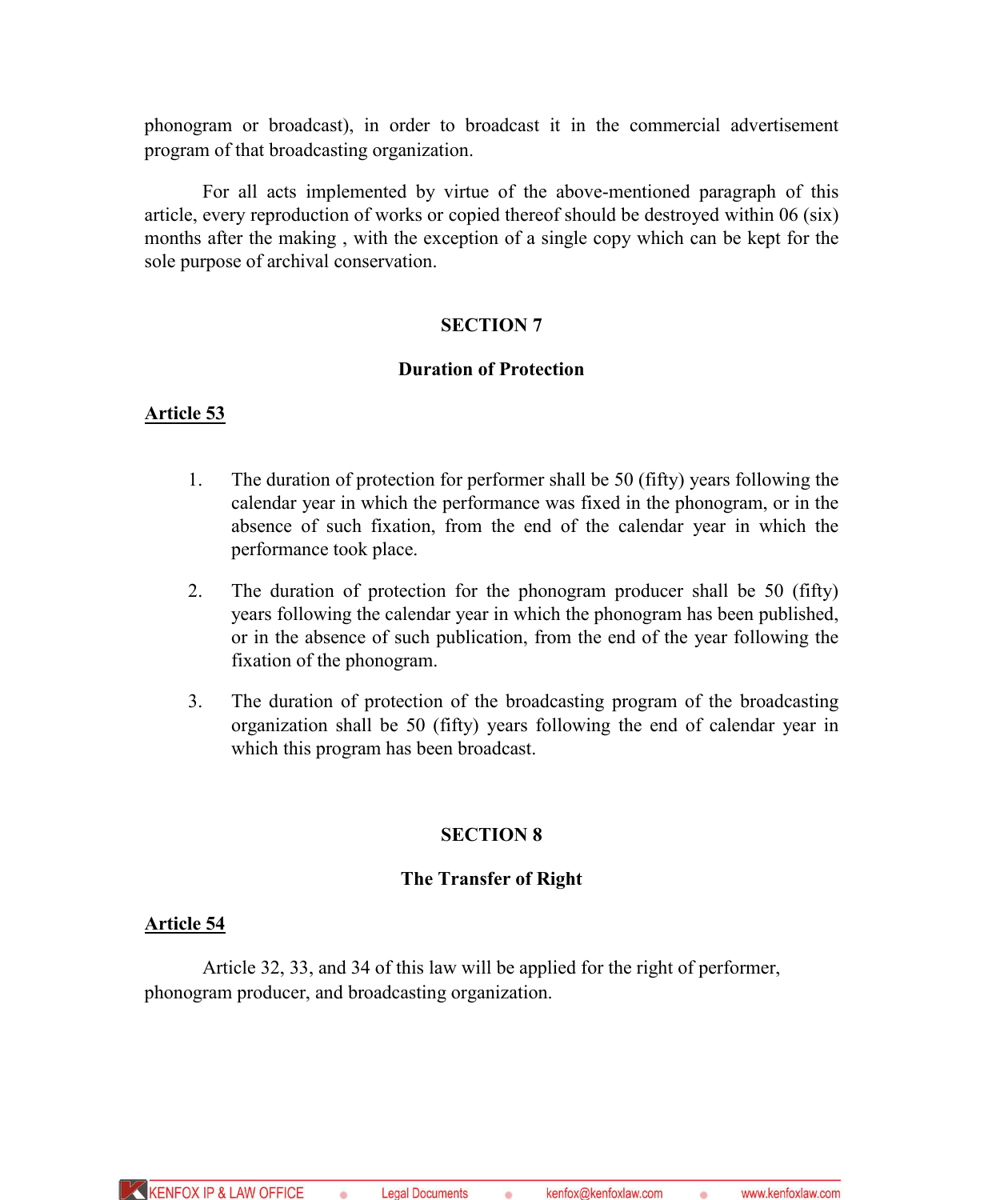phonogram or broadcast), in order to broadcast it in the commercial advertisement program of that broadcasting organization.

For all acts implemented by virtue of the above-mentioned paragraph of this article, every reproduction of works or copied thereof should be destroyed within 06 (six) months after the making , with the exception of a single copy which can be kept for the sole purpose of archival conservation.

## SECTION 7

### Duration of Protection

**Article 53**

1. The duration of protection for performer shall be 50 (fifty) years following the calendar year in which the performance was fixed in the phonogram, or in the absence of such fixation, from the end of the calendar year in which the performance took place.

2. The duration of protection for the phonogram producer shall be 50 (fifty) years following the calendar year in which the phonogram has been published, or in the absence of such publication, from the end of the year following the fixation of the phonogram.

3. The duration of protection of the broadcasting program of the broadcasting organization shall be 50 (fifty) years following the end of calendar year in which this program has been broadcast.

## SECTION 8

### The Transfer of Right

**Article 54**

Article 32, 33, and 34 of this law will be applied for the right of performer, phonogram producer, and broadcasting organization.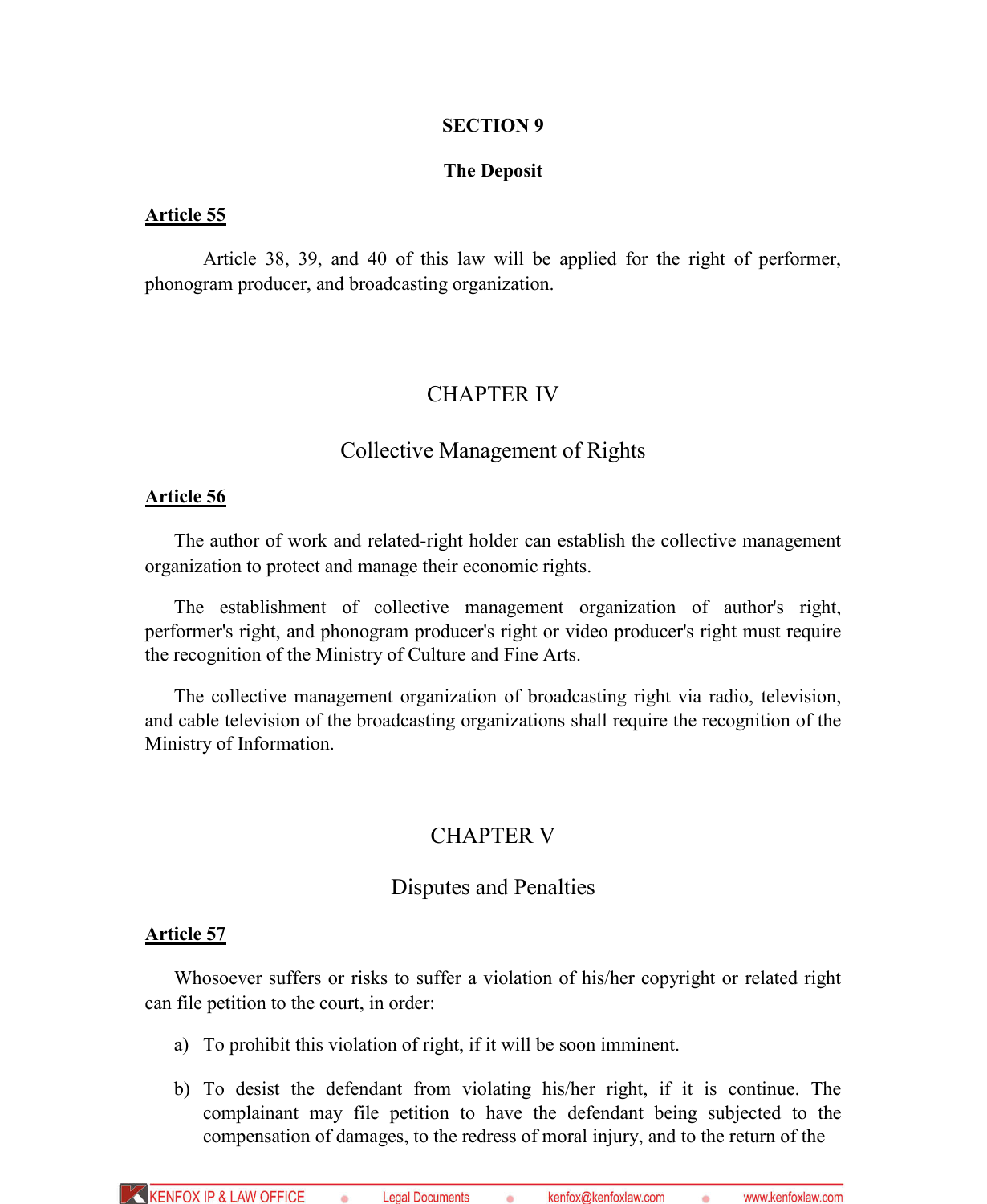## SECTION 9

### The Deposit

**Article 55**

Article 38, 39, and 40 of this law will be applied for the right of performer, phonogram producer, and broadcasting organization.

## CHAPTER IV

### Collective Management of Rights

**Article 56**

The author of work and related-right holder can establish the collective management organization to protect and manage their economic rights.

The establishment of collective management organization of author's right, performer's right, and phonogram producer's right or video producer's right must require the recognition of the Ministry of Culture and Fine Arts.

The collective management organization of broadcasting right via radio, television, and cable television of the broadcasting organizations shall require the recognition of the Ministry of Information.

## CHAPTER V

### Disputes and Penalties

**Article 57**

Whosoever suffers or risks to suffer a violation of his/her copyright or related right can file petition to the court, in order:

a) To prohibit this violation of right, if it will be soon imminent.

b) To desist the defendant from violating his/her right, if it is continue. The complainant may file petition to have the defendant being subjected to the compensation of damages, to the redress of moral injury, and to the return of the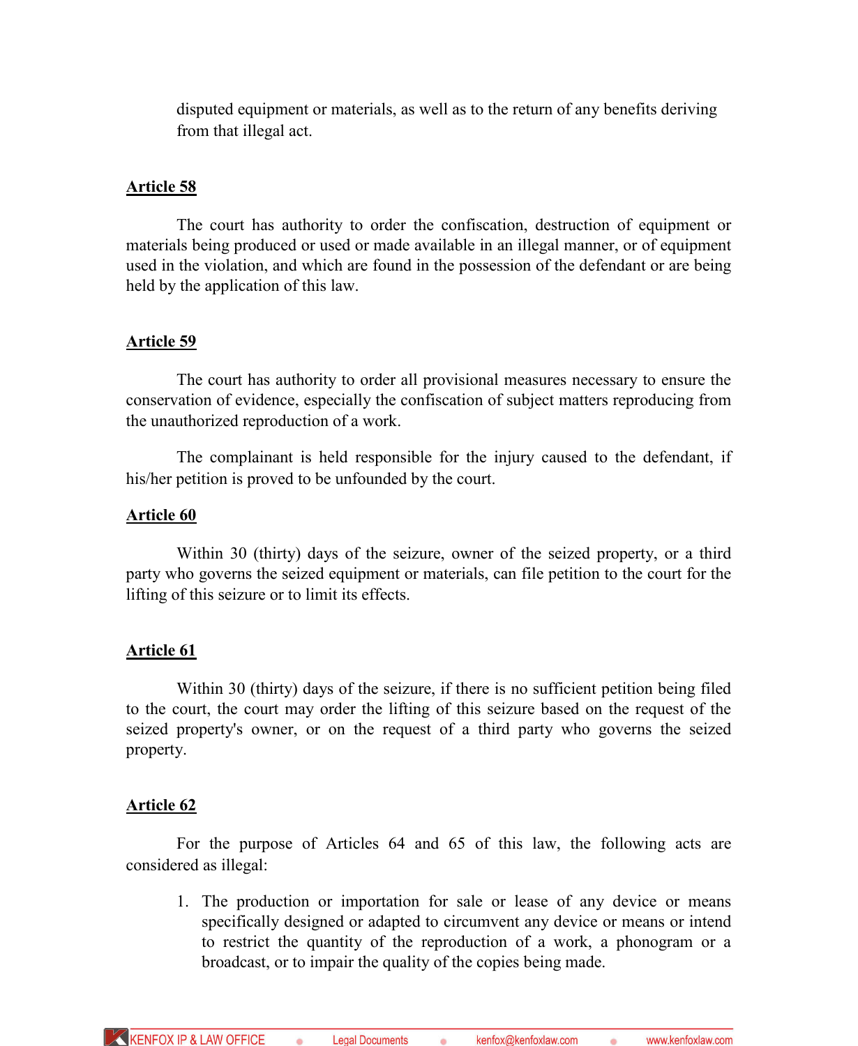disputed equipment or materials, as well as to the return of any benefits deriving from that illegal act.

**Article 58**

The court has authority to order the confiscation, destruction of equipment or materials being produced or used or made available in an illegal manner, or of equipment used in the violation, and which are found in the possession of the defendant or are being held by the application of this law.

**Article 59**

The court has authority to order all provisional measures necessary to ensure the conservation of evidence, especially the confiscation of subject matters reproducing from the unauthorized reproduction of a work.

The complainant is held responsible for the injury caused to the defendant, if his/her petition is proved to be unfounded by the court.

**Article 60**

Within 30 (thirty) days of the seizure, owner of the seized property, or a third party who governs the seized equipment or materials, can file petition to the court for the lifting of this seizure or to limit its effects.

**Article 61**

Within 30 (thirty) days of the seizure, if there is no sufficient petition being filed to the court, the court may order the lifting of this seizure based on the request of the seized property's owner, or on the request of a third party who governs the seized property.

**Article 62**

For the purpose of Articles 64 and 65 of this law, the following acts are considered as illegal:

1. The production or importation for sale or lease of any device or means specifically designed or adapted to circumvent any device or means or intend to restrict the quantity of the reproduction of a work, a phonogram or a broadcast, or to impair the quality of the copies being made.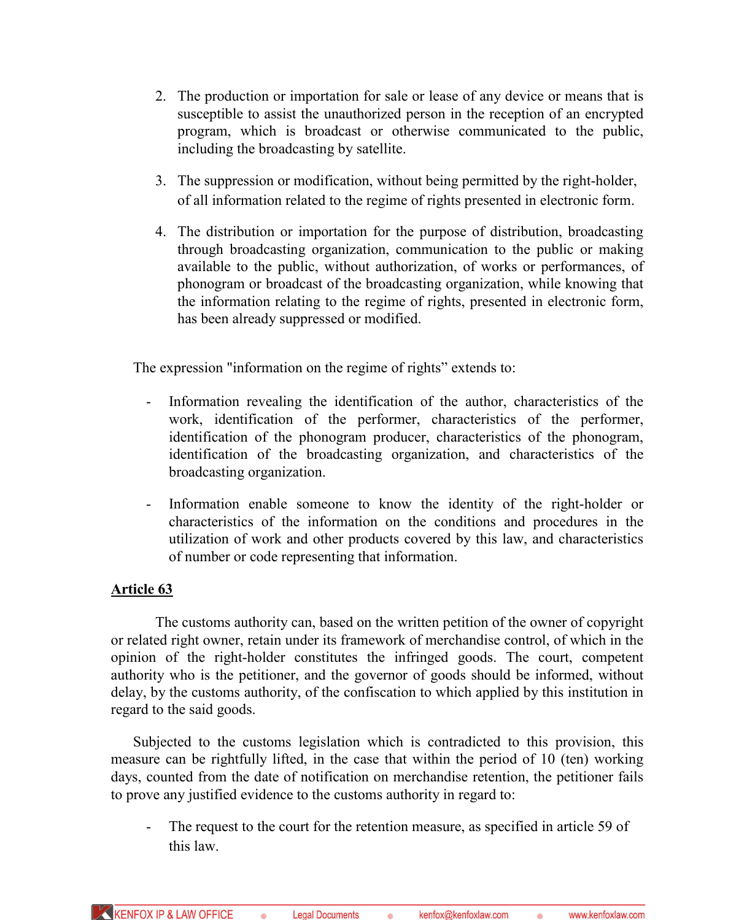2. The production or importation for sale or lease of any device or means that is susceptible to assist the unauthorized person in the reception of an encrypted program, which is broadcast or otherwise communicated to the public, including the broadcasting by satellite.

3. The suppression or modification, without being permitted by the right-holder, of all information related to the regime of rights presented in electronic form.

4. The distribution or importation for the purpose of distribution, broadcasting through broadcasting organization, communication to the public or making available to the public, without authorization, of works or performances, of phonogram or broadcast of the broadcasting organization, while knowing that the information relating to the regime of rights, presented in electronic form, has been already suppressed or modified.

The expression "information on the regime of rights" extends to:

- Information revealing the identification of the author, characteristics of the work, identification of the performer, characteristics of the performer, identification of the phonogram producer, characteristics of the phonogram, identification of the broadcasting organization, and characteristics of the broadcasting organization.

- Information enable someone to know the identity of the right-holder or characteristics of the information on the conditions and procedures in the utilization of work and other products covered by this law, and characteristics of number or code representing that information.

**Article 63**

The customs authority can, based on the written petition of the owner of copyright or related right owner, retain under its framework of merchandise control, of which in the opinion of the right-holder constitutes the infringed goods. The court, competent authority who is the petitioner, and the governor of goods should be informed, without delay, by the customs authority, of the confiscation to which applied by this institution in regard to the said goods.

Subjected to the customs legislation which is contradicted to this provision, this measure can be rightfully lifted, in the case that within the period of 10 (ten) working days, counted from the date of notification on merchandise retention, the petitioner fails to prove any justified evidence to the customs authority in regard to:

- The request to the court for the retention measure, as specified in article 59 of this law.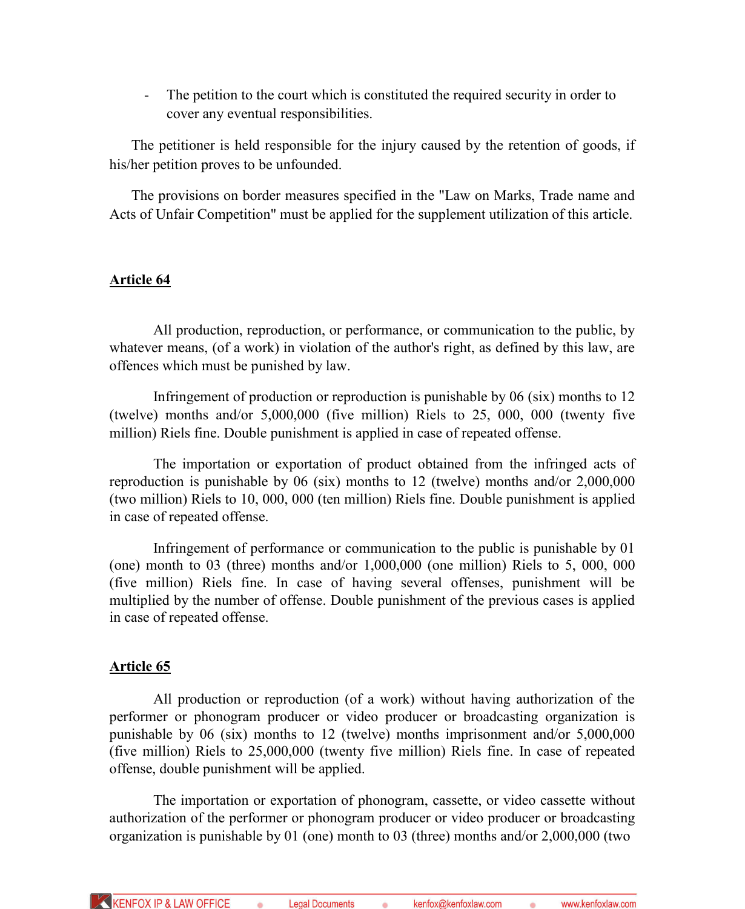- The petition to the court which is constituted the required security in order to cover any eventual responsibilities.

The petitioner is held responsible for the injury caused by the retention of goods, if his/her petition proves to be unfounded.

The provisions on border measures specified in the "Law on Marks, Trade name and Acts of Unfair Competition" must be applied for the supplement utilization of this article.

**Article 64**

All production, reproduction, or performance, or communication to the public, by whatever means, (of a work) in violation of the author's right, as defined by this law, are offences which must be punished by law.

Infringement of production or reproduction is punishable by 06 (six) months to 12 (twelve) months and/or 5,000,000 (five million) Riels to 25, 000, 000 (twenty five million) Riels fine. Double punishment is applied in case of repeated offense.

The importation or exportation of product obtained from the infringed acts of reproduction is punishable by 06 (six) months to 12 (twelve) months and/or 2,000,000 (two million) Riels to 10, 000, 000 (ten million) Riels fine. Double punishment is applied in case of repeated offense.

Infringement of performance or communication to the public is punishable by 01 (one) month to 03 (three) months and/or 1,000,000 (one million) Riels to 5, 000, 000 (five million) Riels fine. In case of having several offenses, punishment will be multiplied by the number of offense. Double punishment of the previous cases is applied in case of repeated offense.

**Article 65**

All production or reproduction (of a work) without having authorization of the performer or phonogram producer or video producer or broadcasting organization is punishable by 06 (six) months to 12 (twelve) months imprisonment and/or 5,000,000 (five million) Riels to 25,000,000 (twenty five million) Riels fine. In case of repeated offense, double punishment will be applied.

The importation or exportation of phonogram, cassette, or video cassette without authorization of the performer or phonogram producer or video producer or broadcasting organization is punishable by 01 (one) month to 03 (three) months and/or 2,000,000 (two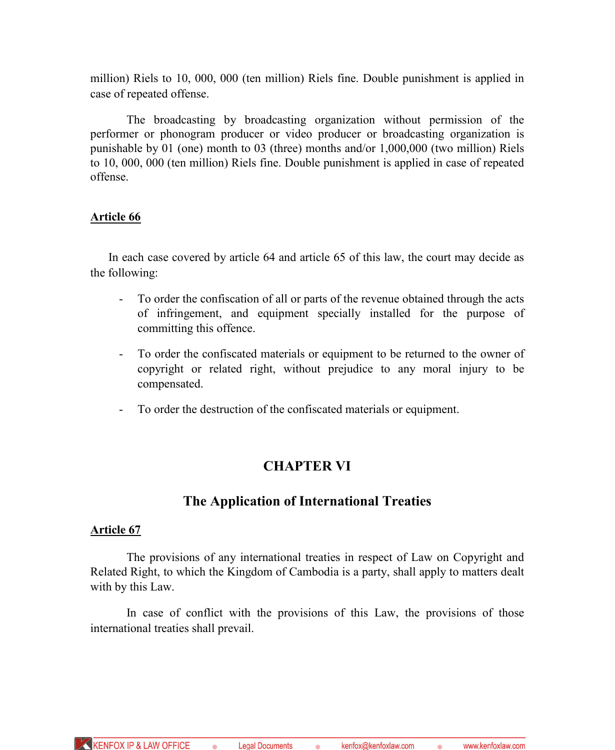million) Riels to 10, 000, 000 (ten million) Riels fine. Double punishment is applied in case of repeated offense.

The broadcasting by broadcasting organization without permission of the performer or phonogram producer or video producer or broadcasting organization is punishable by 01 (one) month to 03 (three) months and/or 1,000,000 (two million) Riels to 10, 000, 000 (ten million) Riels fine. Double punishment is applied in case of repeated offense.

**Article 66**

In each case covered by article 64 and article 65 of this law, the court may decide as the following:

- To order the confiscation of all or parts of the revenue obtained through the acts of infringement, and equipment specially installed for the purpose of committing this offence.
- To order the confiscated materials or equipment to be returned to the owner of copyright or related right, without prejudice to any moral injury to be compensated.
- To order the destruction of the confiscated materials or equipment.

## CHAPTER VI

## The Application of International Treaties

**Article 67**

The provisions of any international treaties in respect of Law on Copyright and Related Right, to which the Kingdom of Cambodia is a party, shall apply to matters dealt with by this Law.

In case of conflict with the provisions of this Law, the provisions of those international treaties shall prevail.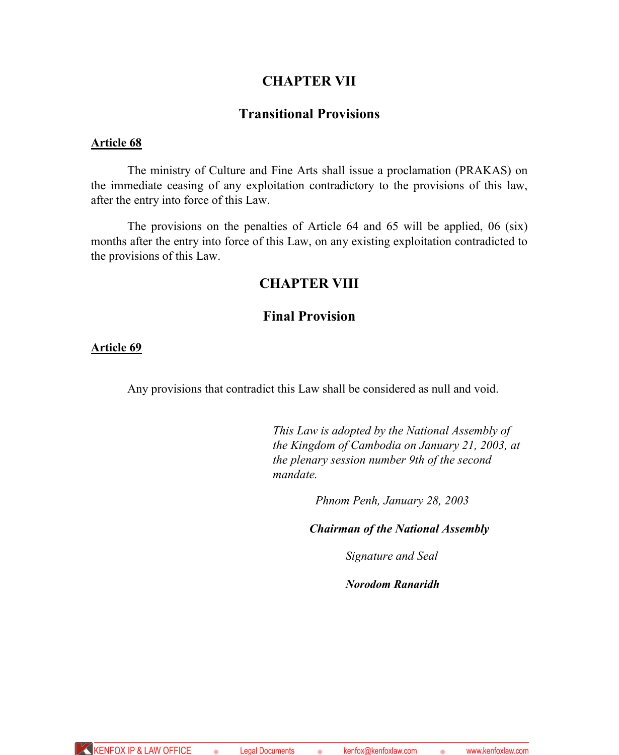# CHAPTER VII

## Transitional Provisions

**Article 68**

The ministry of Culture and Fine Arts shall issue a proclamation (PRAKAS) on the immediate ceasing of any exploitation contradictory to the provisions of this law, after the entry into force of this Law.

The provisions on the penalties of Article 64 and 65 will be applied, 06 (six) months after the entry into force of this Law, on any existing exploitation contradicted to the provisions of this Law.

# CHAPTER VIII

## Final Provision

**Article 69**

Any provisions that contradict this Law shall be considered as null and void.

*This Law is adopted by the National Assembly of the Kingdom of Cambodia on January 21, 2003, at the plenary session number 9th of the second mandate.*

*Phnom Penh, January 28, 2003*

***Chairman of the National Assembly***

*Signature and Seal*

***Norodom Ranaridh***